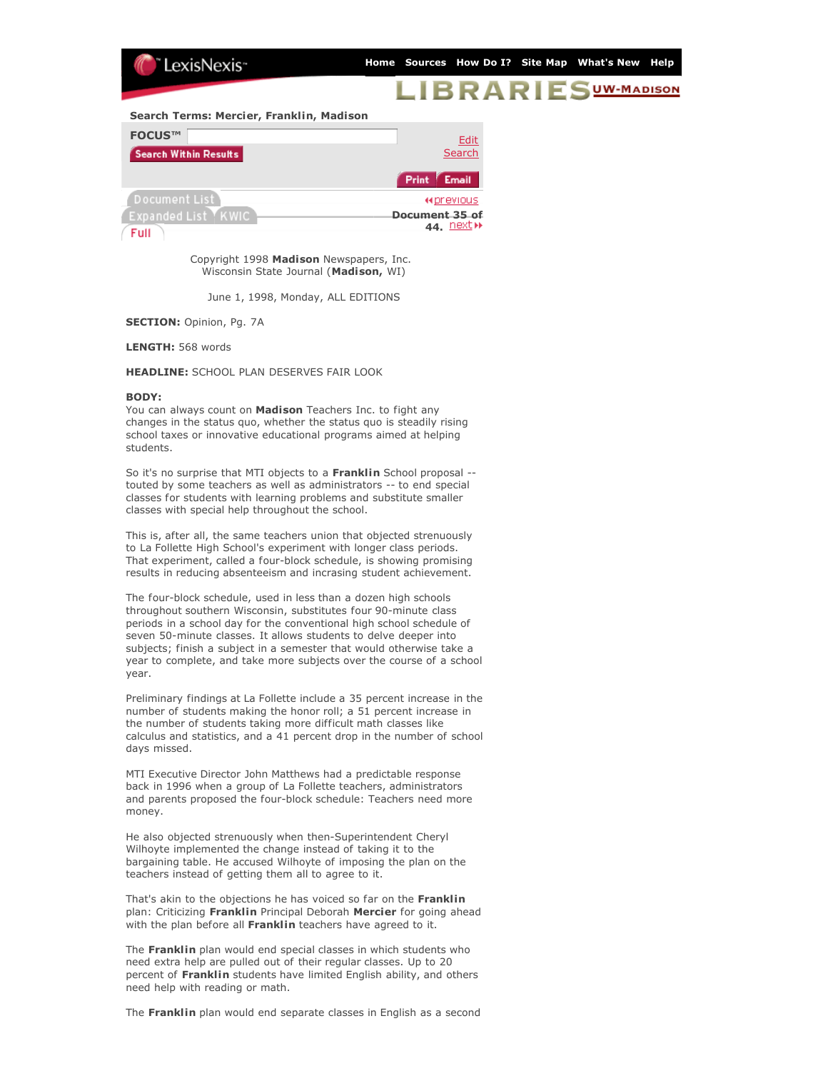Search Terms: Mercier, Franklin, Madison

Copyright 1998 **Madison** Newspapers, Inc.
Wisconsin State Journal (**Madison,** WI)

June 1, 1998, Monday, ALL EDITIONS

**SECTION:** Opinion, Pg. 7A

**LENGTH:** 568 words

**HEADLINE:** SCHOOL PLAN DESERVES FAIR LOOK

**BODY:**

You can always count on **Madison** Teachers Inc. to fight any changes in the status quo, whether the status quo is steadily rising school taxes or innovative educational programs aimed at helping students.

So it's no surprise that MTI objects to a **Franklin** School proposal -- touted by some teachers as well as administrators -- to end special classes for students with learning problems and substitute smaller classes with special help throughout the school.

This is, after all, the same teachers union that objected strenuously to La Follette High School's experiment with longer class periods. That experiment, called a four-block schedule, is showing promising results in reducing absenteeism and incrasing student achievement.

The four-block schedule, used in less than a dozen high schools throughout southern Wisconsin, substitutes four 90-minute class periods in a school day for the conventional high school schedule of seven 50-minute classes. It allows students to delve deeper into subjects; finish a subject in a semester that would otherwise take a year to complete, and take more subjects over the course of a school year.

Preliminary findings at La Follette include a 35 percent increase in the number of students making the honor roll; a 51 percent increase in the number of students taking more difficult math classes like calculus and statistics, and a 41 percent drop in the number of school days missed.

MTI Executive Director John Matthews had a predictable response back in 1996 when a group of La Follette teachers, administrators and parents proposed the four-block schedule: Teachers need more money.

He also objected strenuously when then-Superintendent Cheryl Wilhoyte implemented the change instead of taking it to the bargaining table. He accused Wilhoyte of imposing the plan on the teachers instead of getting them all to agree to it.

That's akin to the objections he has voiced so far on the **Franklin** plan: Criticizing **Franklin** Principal Deborah **Mercier** for going ahead with the plan before all **Franklin** teachers have agreed to it.

The **Franklin** plan would end special classes in which students who need extra help are pulled out of their regular classes. Up to 20 percent of **Franklin** students have limited English ability, and others need help with reading or math.

The **Franklin** plan would end separate classes in English as a second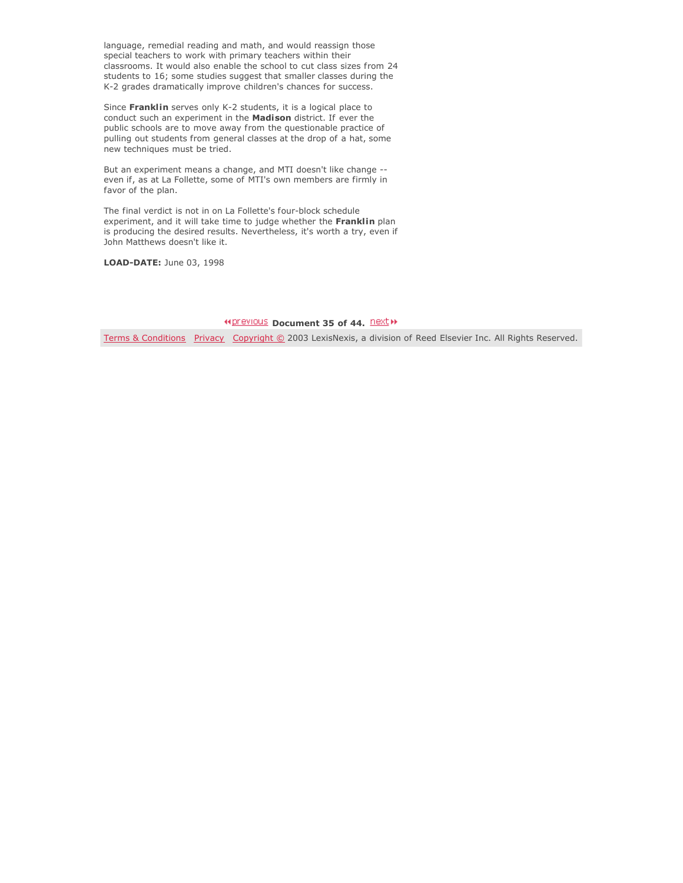language, remedial reading and math, and would reassign those special teachers to work with primary teachers within their classrooms. It would also enable the school to cut class sizes from 24 students to 16; some studies suggest that smaller classes during the K-2 grades dramatically improve children's chances for success.

Since **Franklin** serves only K-2 students, it is a logical place to conduct such an experiment in the **Madison** district. If ever the public schools are to move away from the questionable practice of pulling out students from general classes at the drop of a hat, some new techniques must be tried.

But an experiment means a change, and MTI doesn't like change -- even if, as at La Follette, some of MTI's own members are firmly in favor of the plan.

The final verdict is not in on La Follette's four-block schedule experiment, and it will take time to judge whether the **Franklin** plan is producing the desired results. Nevertheless, it's worth a try, even if John Matthews doesn't like it.

**LOAD-DATE:** June 03, 1998